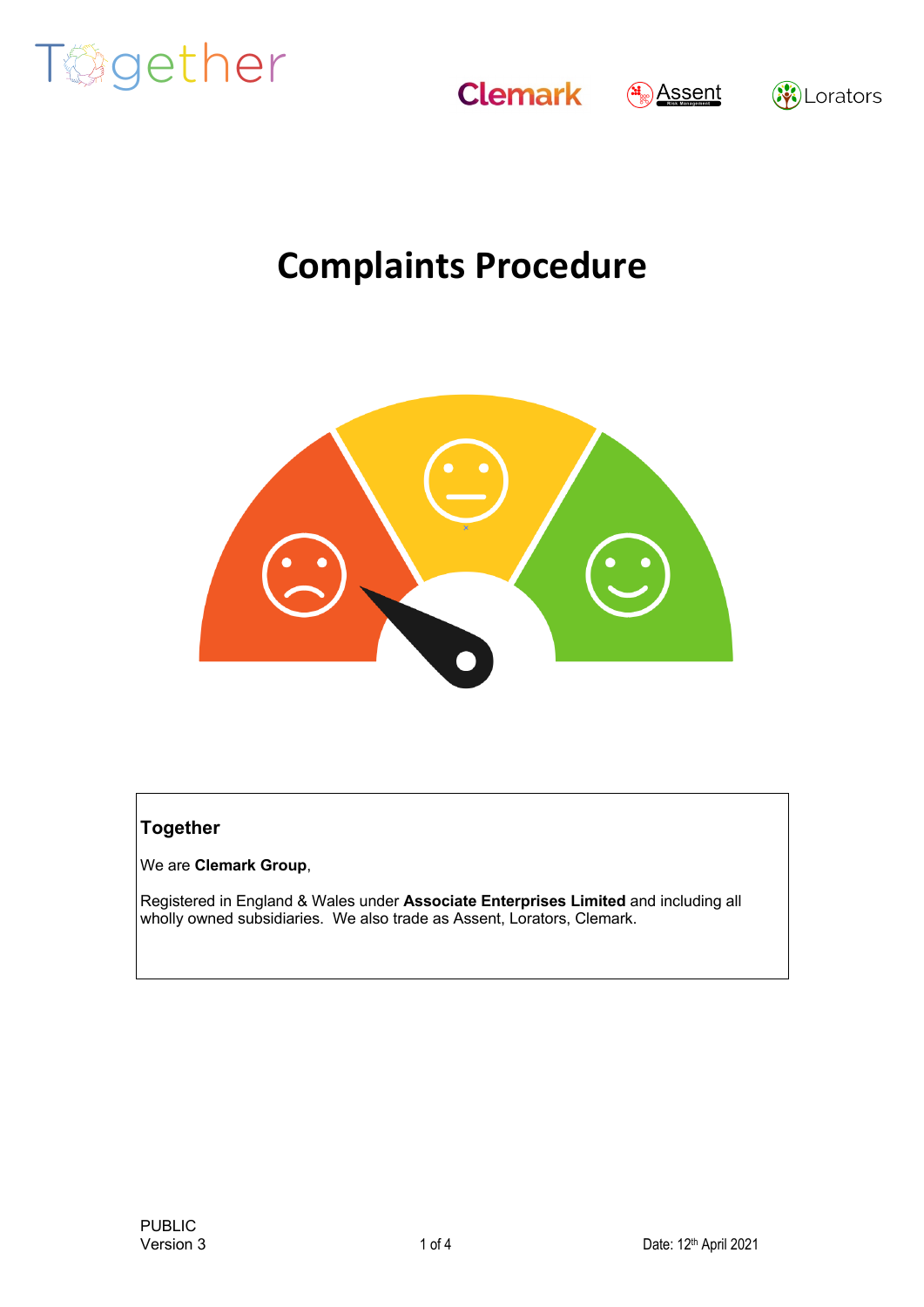# Complaints Procedure

**Together**

We are **Clemark Group**,

Registered in England & Wales under **Associate Enterprises Limited** and including all wholly owned subsidiaries. We also trade as Assent, Lorators, Clemark.

PUBLIC
Version 3

Date: 12th April 2021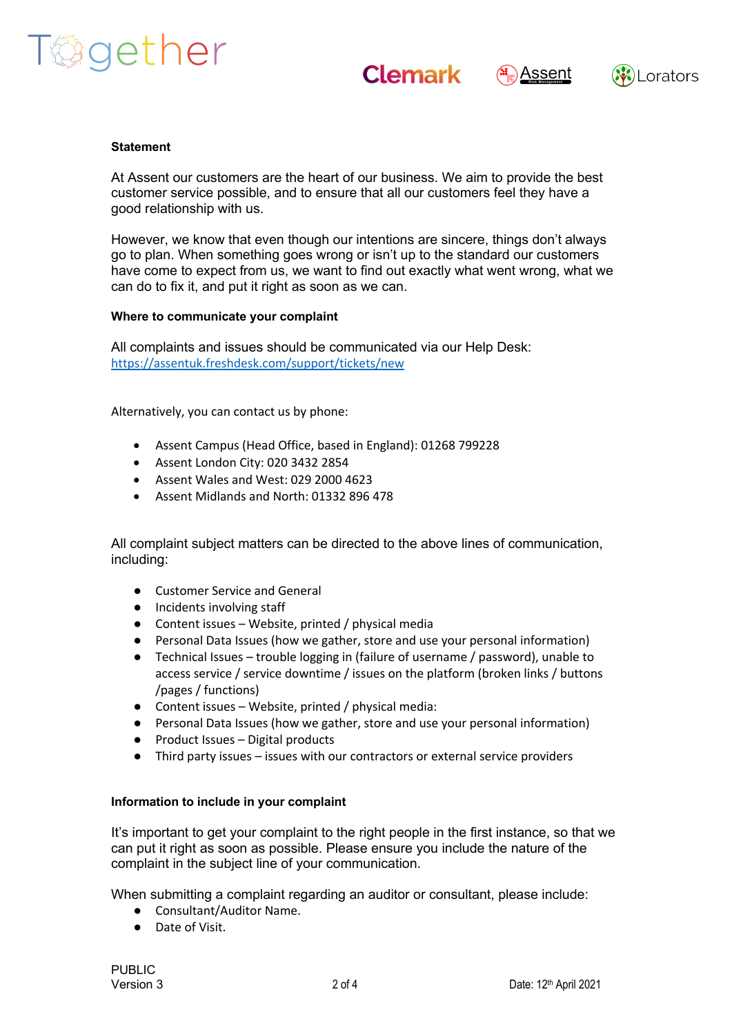**Statement**

At Assent our customers are the heart of our business. We aim to provide the best customer service possible, and to ensure that all our customers feel they have a good relationship with us.

However, we know that even though our intentions are sincere, things don't always go to plan. When something goes wrong or isn't up to the standard our customers have come to expect from us, we want to find out exactly what went wrong, what we can do to fix it, and put it right as soon as we can.

**Where to communicate your complaint**

All complaints and issues should be communicated via our Help Desk: https://assentuk.freshdesk.com/support/tickets/new

Alternatively, you can contact us by phone:

- Assent Campus (Head Office, based in England): 01268 799228
- Assent London City: 020 3432 2854
- Assent Wales and West: 029 2000 4623
- Assent Midlands and North: 01332 896 478

All complaint subject matters can be directed to the above lines of communication, including:

- Customer Service and General
- Incidents involving staff
- Content issues – Website, printed / physical media
- Personal Data Issues (how we gather, store and use your personal information)
- Technical Issues – trouble logging in (failure of username / password), unable to access service / service downtime / issues on the platform (broken links / buttons /pages / functions)
- Content issues – Website, printed / physical media:
- Personal Data Issues (how we gather, store and use your personal information)
- Product Issues – Digital products
- Third party issues – issues with our contractors or external service providers

**Information to include in your complaint**

It's important to get your complaint to the right people in the first instance, so that we can put it right as soon as possible. Please ensure you include the nature of the complaint in the subject line of your communication.

When submitting a complaint regarding an auditor or consultant, please include:

- Consultant/Auditor Name.
- Date of Visit.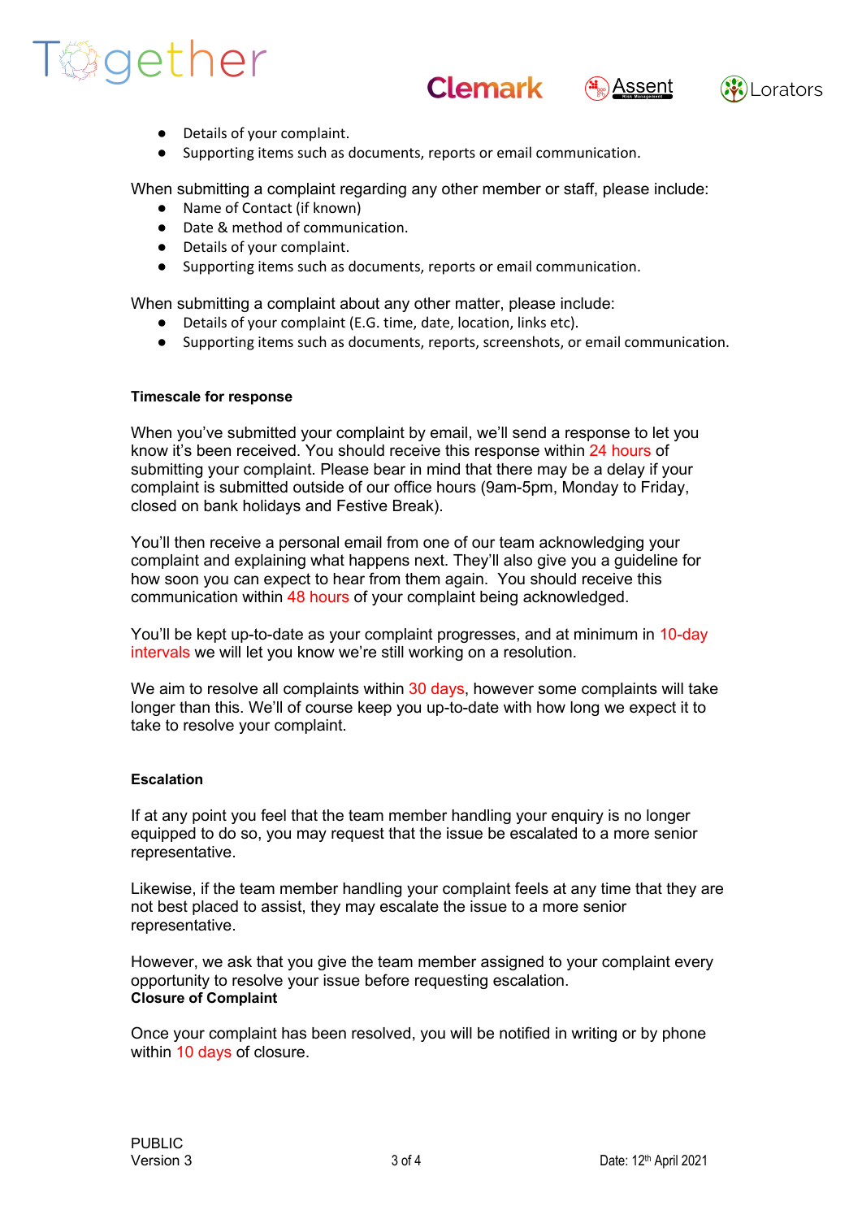- Details of your complaint.
- Supporting items such as documents, reports or email communication.

When submitting a complaint regarding any other member or staff, please include:

- Name of Contact (if known)
- Date & method of communication.
- Details of your complaint.
- Supporting items such as documents, reports or email communication.

When submitting a complaint about any other matter, please include:

- Details of your complaint (E.G. time, date, location, links etc).
- Supporting items such as documents, reports, screenshots, or email communication.

**Timescale for response**

When you've submitted your complaint by email, we'll send a response to let you know it's been received. You should receive this response within 24 hours of submitting your complaint. Please bear in mind that there may be a delay if your complaint is submitted outside of our office hours (9am-5pm, Monday to Friday, closed on bank holidays and Festive Break).

You'll then receive a personal email from one of our team acknowledging your complaint and explaining what happens next. They'll also give you a guideline for how soon you can expect to hear from them again. You should receive this communication within 48 hours of your complaint being acknowledged.

You'll be kept up-to-date as your complaint progresses, and at minimum in 10-day intervals we will let you know we're still working on a resolution.

We aim to resolve all complaints within 30 days, however some complaints will take longer than this. We'll of course keep you up-to-date with how long we expect it to take to resolve your complaint.

**Escalation**

If at any point you feel that the team member handling your enquiry is no longer equipped to do so, you may request that the issue be escalated to a more senior representative.

Likewise, if the team member handling your complaint feels at any time that they are not best placed to assist, they may escalate the issue to a more senior representative.

However, we ask that you give the team member assigned to your complaint every opportunity to resolve your issue before requesting escalation.

**Closure of Complaint**

Once your complaint has been resolved, you will be notified in writing or by phone within 10 days of closure.

PUBLIC
Version 3 Date: 12th April 2021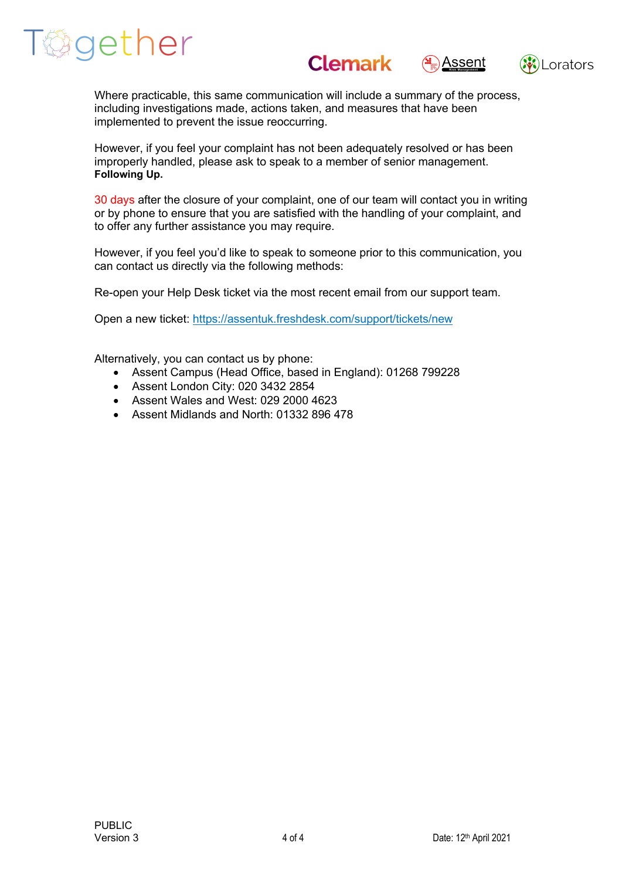Where practicable, this same communication will include a summary of the process, including investigations made, actions taken, and measures that have been implemented to prevent the issue reoccurring.

However, if you feel your complaint has not been adequately resolved or has been improperly handled, please ask to speak to a member of senior management.

**Following Up.**

30 days after the closure of your complaint, one of our team will contact you in writing or by phone to ensure that you are satisfied with the handling of your complaint, and to offer any further assistance you may require.

However, if you feel you'd like to speak to someone prior to this communication, you can contact us directly via the following methods:

Re-open your Help Desk ticket via the most recent email from our support team.

Open a new ticket: https://assentuk.freshdesk.com/support/tickets/new

Alternatively, you can contact us by phone:

- Assent Campus (Head Office, based in England): 01268 799228
- Assent London City: 020 3432 2854
- Assent Wales and West: 029 2000 4623
- Assent Midlands and North: 01332 896 478

PUBLIC
Version 3

Date: 12th April 2021